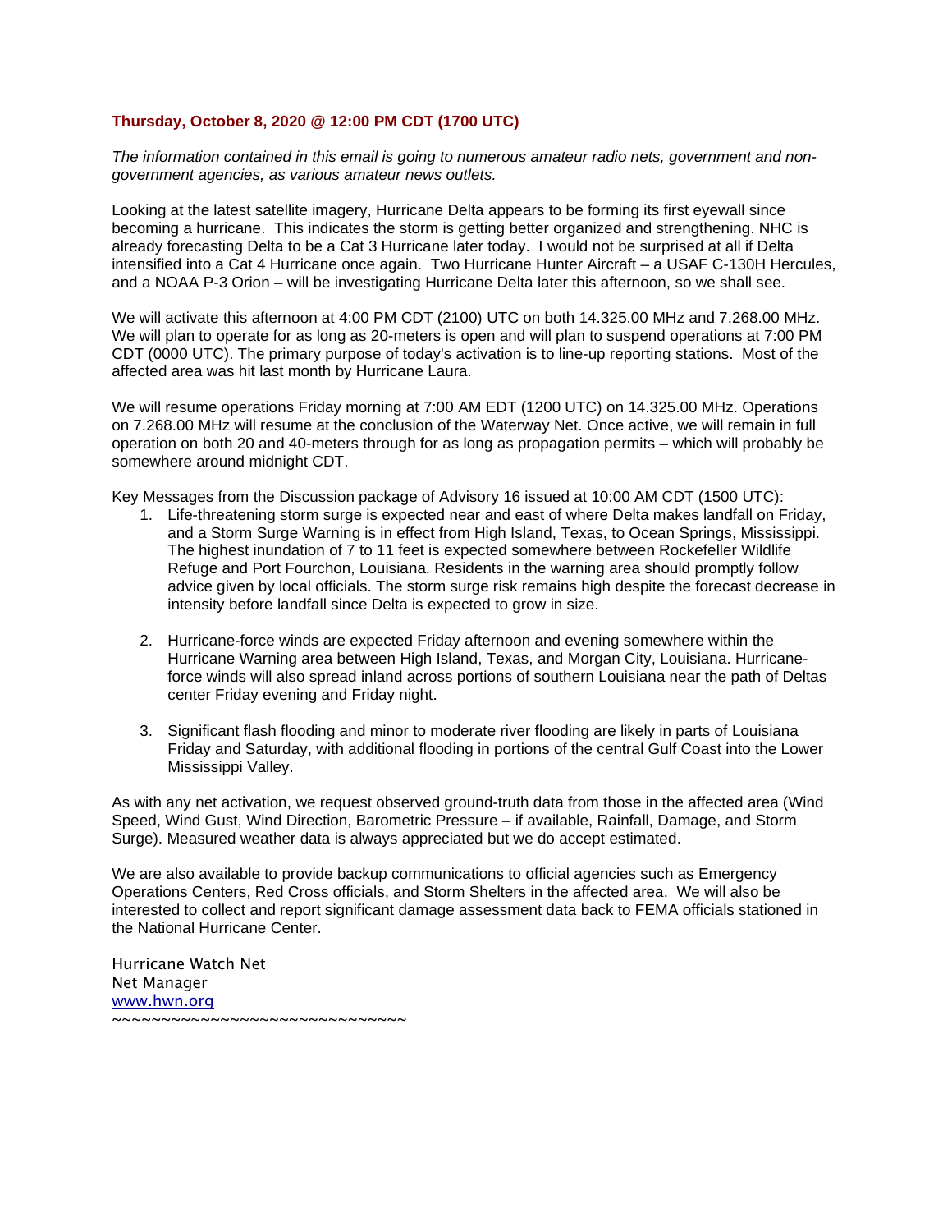**Thursday, October 8, 2020 @ 12:00 PM CDT (1700 UTC)**

*The information contained in this email is going to numerous amateur radio nets, government and non-government agencies, as various amateur news outlets.*

Looking at the latest satellite imagery, Hurricane Delta appears to be forming its first eyewall since becoming a hurricane. This indicates the storm is getting better organized and strengthening. NHC is already forecasting Delta to be a Cat 3 Hurricane later today. I would not be surprised at all if Delta intensified into a Cat 4 Hurricane once again. Two Hurricane Hunter Aircraft – a USAF C-130H Hercules, and a NOAA P-3 Orion – will be investigating Hurricane Delta later this afternoon, so we shall see.

We will activate this afternoon at 4:00 PM CDT (2100) UTC on both 14.325.00 MHz and 7.268.00 MHz. We will plan to operate for as long as 20-meters is open and will plan to suspend operations at 7:00 PM CDT (0000 UTC). The primary purpose of today's activation is to line-up reporting stations. Most of the affected area was hit last month by Hurricane Laura.

We will resume operations Friday morning at 7:00 AM EDT (1200 UTC) on 14.325.00 MHz. Operations on 7.268.00 MHz will resume at the conclusion of the Waterway Net. Once active, we will remain in full operation on both 20 and 40-meters through for as long as propagation permits – which will probably be somewhere around midnight CDT.

Key Messages from the Discussion package of Advisory 16 issued at 10:00 AM CDT (1500 UTC):

1. Life-threatening storm surge is expected near and east of where Delta makes landfall on Friday, and a Storm Surge Warning is in effect from High Island, Texas, to Ocean Springs, Mississippi. The highest inundation of 7 to 11 feet is expected somewhere between Rockefeller Wildlife Refuge and Port Fourchon, Louisiana. Residents in the warning area should promptly follow advice given by local officials. The storm surge risk remains high despite the forecast decrease in intensity before landfall since Delta is expected to grow in size.

2. Hurricane-force winds are expected Friday afternoon and evening somewhere within the Hurricane Warning area between High Island, Texas, and Morgan City, Louisiana. Hurricane-force winds will also spread inland across portions of southern Louisiana near the path of Deltas center Friday evening and Friday night.

3. Significant flash flooding and minor to moderate river flooding are likely in parts of Louisiana Friday and Saturday, with additional flooding in portions of the central Gulf Coast into the Lower Mississippi Valley.

As with any net activation, we request observed ground-truth data from those in the affected area (Wind Speed, Wind Gust, Wind Direction, Barometric Pressure – if available, Rainfall, Damage, and Storm Surge). Measured weather data is always appreciated but we do accept estimated.

We are also available to provide backup communications to official agencies such as Emergency Operations Centers, Red Cross officials, and Storm Shelters in the affected area. We will also be interested to collect and report significant damage assessment data back to FEMA officials stationed in the National Hurricane Center.

Hurricane Watch Net
Net Manager
[www.hwn.org](http://www.hwn.org)
~~~~~~~~~~~~~~~~~~~~~~~~~~~~~~~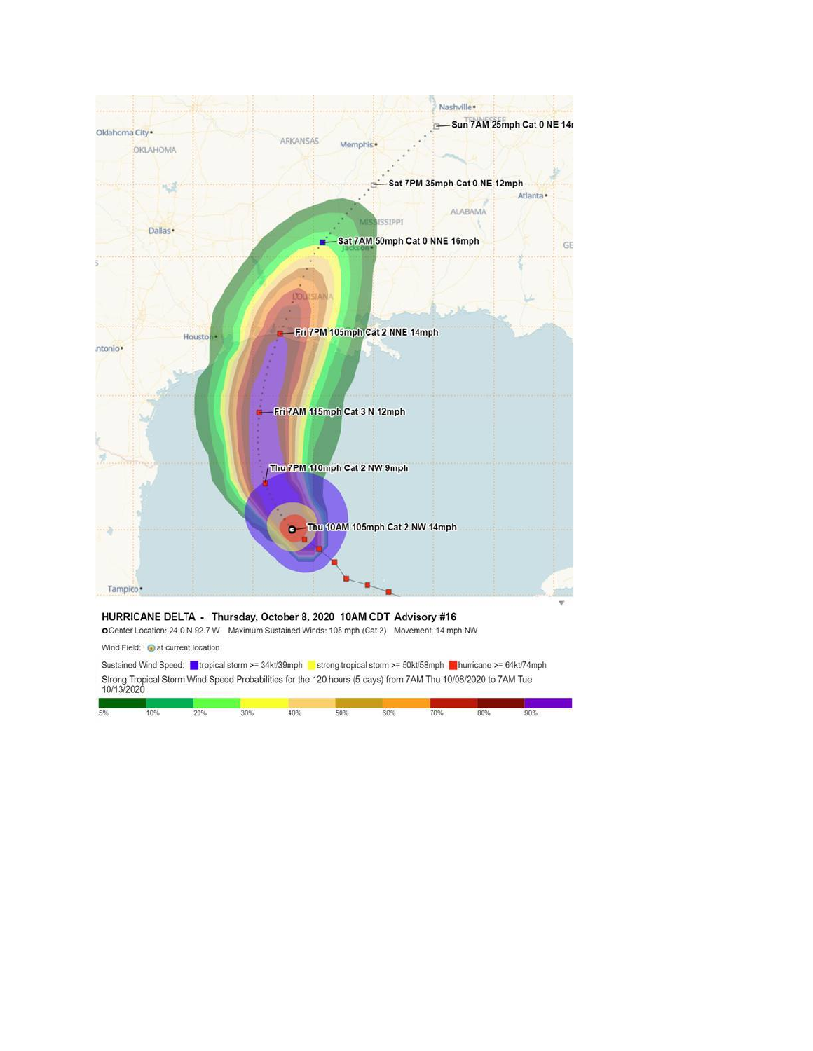Nashville

Sun 7AM 25mph Cat 0 NE 14m

Oklahoma City

OKLAHOMA

ARKANSAS

Memphis

TENNESSEE

Sat 7PM 35mph Cat 0 NE 12mph

Atlanta

ALABAMA

MISSISSIPPI

Dallas

Sat 7AM 50mph Cat 0 NNE 16mph

Jackson

GE

LOUISIANA

Houston

Fri 7PM 105mph Cat 2 NNE 14mph

ntonio

Fri 7AM 115mph Cat 3 N 12mph

Thu 7PM 110mph Cat 2 NW 9mph

Thu 10AM 105mph Cat 2 NW 14mph

Tampico

**HURRICANE DELTA - Thursday, October 8, 2020 10AM CDT Advisory #16**

Center Location: 24.0 N 92.7 W Maximum Sustained Winds: 105 mph (Cat 2) Movement: 14 mph NW

Wind Field: at current location

Sustained Wind Speed: tropical storm >= 34kt/39mph strong tropical storm >= 50kt/58mph hurricane >= 64kt/74mph

Strong Tropical Storm Wind Speed Probabilities for the 120 hours (5 days) from 7AM Thu 10/08/2020 to 7AM Tue 10/13/2020

5% 10% 20% 30% 40% 50% 60% 70% 80% 90%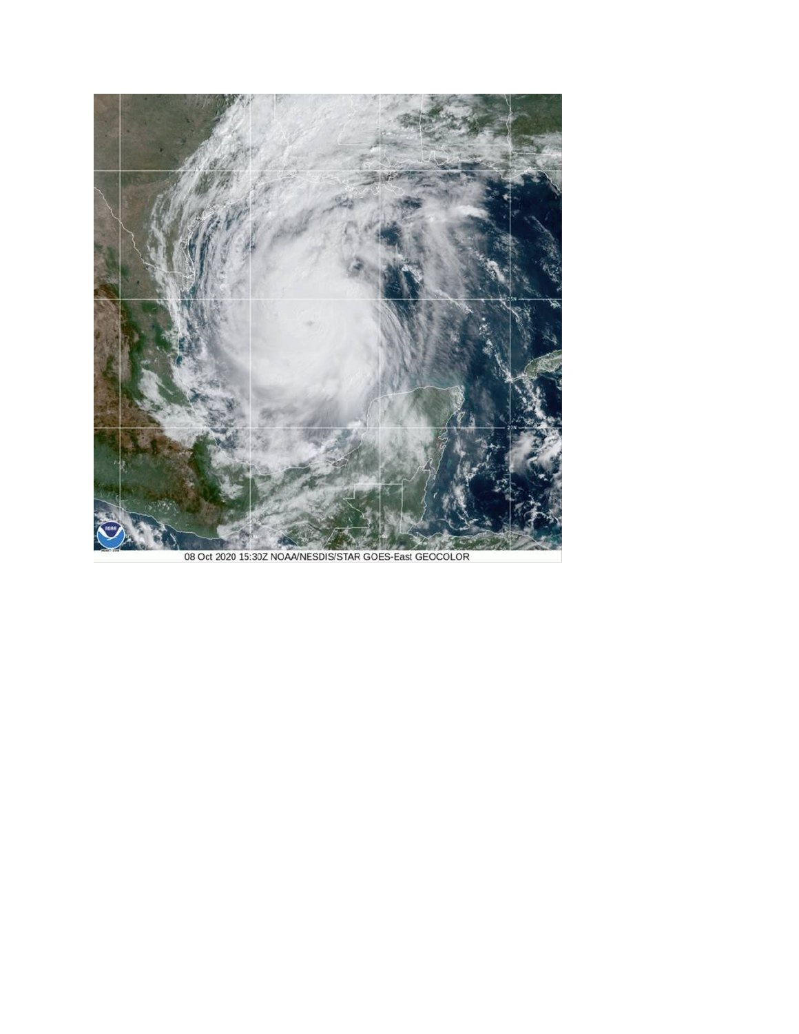08 Oct 2020 15:30Z NOAA/NESDIS/STAR GOES-East GEOCOLOR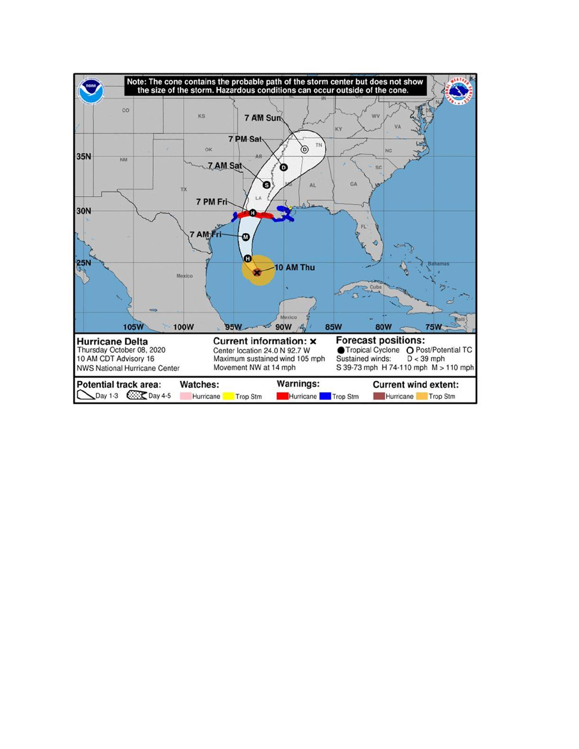Note: The cone contains the probable path of the storm center but does not show the size of the storm. Hazardous conditions can occur outside of the cone.

7 AM Sun

7 PM Sat

7 AM Sat

7 PM Fri

7 AM Fri

10 AM Thu

**Hurricane Delta**
Thursday October 08, 2020
10 AM CDT Advisory 16
NWS National Hurricane Center

**Current information: ×**
Center location 24.0 N 92.7 W
Maximum sustained wind 105 mph
Movement NW at 14 mph

**Forecast positions:**
● Tropical Cyclone ○ Post/Potential TC
Sustained winds: D < 39 mph
S 39-73 mph H 74-110 mph M > 110 mph

**Potential track area:** Day 1-3 Day 4-5

**Watches:** Hurricane Trop Stm

**Warnings:** Hurricane Trop Stm

**Current wind extent:** Hurricane Trop Stm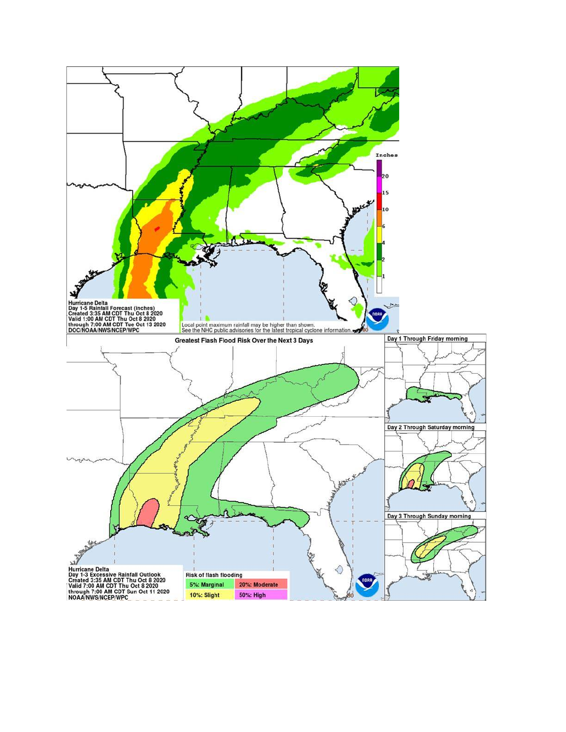Inches

20

15

10

6

4

2

1

Hurricane Delta
Day 1-5 Rainfall Forecast (inches)
Created 3:35 AM CDT Thu Oct 8 2020
Valid 1:00 AM CDT Thu Oct 8 2020
through 7:00 AM CDT Tue Oct 13 2020
DOC/NOAA/NWS/NCEP/WPC

Local point maximum rainfall may be higher than shown.
See the NHC public advisories for the latest tropical cyclone information.

Greatest Flash Flood Risk Over the Next 3 Days

Day 1 Through Friday morning

Day 2 Through Saturday morning

Day 3 Through Sunday morning

Hurricane Delta
Day 1-3 Excessive Rainfall Outlook
Created 3:35 AM CDT Thu Oct 8 2020
Valid 7:00 AM CDT Thu Oct 8 2020
through 7:00 AM CDT Sun Oct 11 2020
NOAA/NWS/NCEP/WPC

Risk of flash flooding

5%: Marginal

20%: Moderate

10%: Slight

50%: High